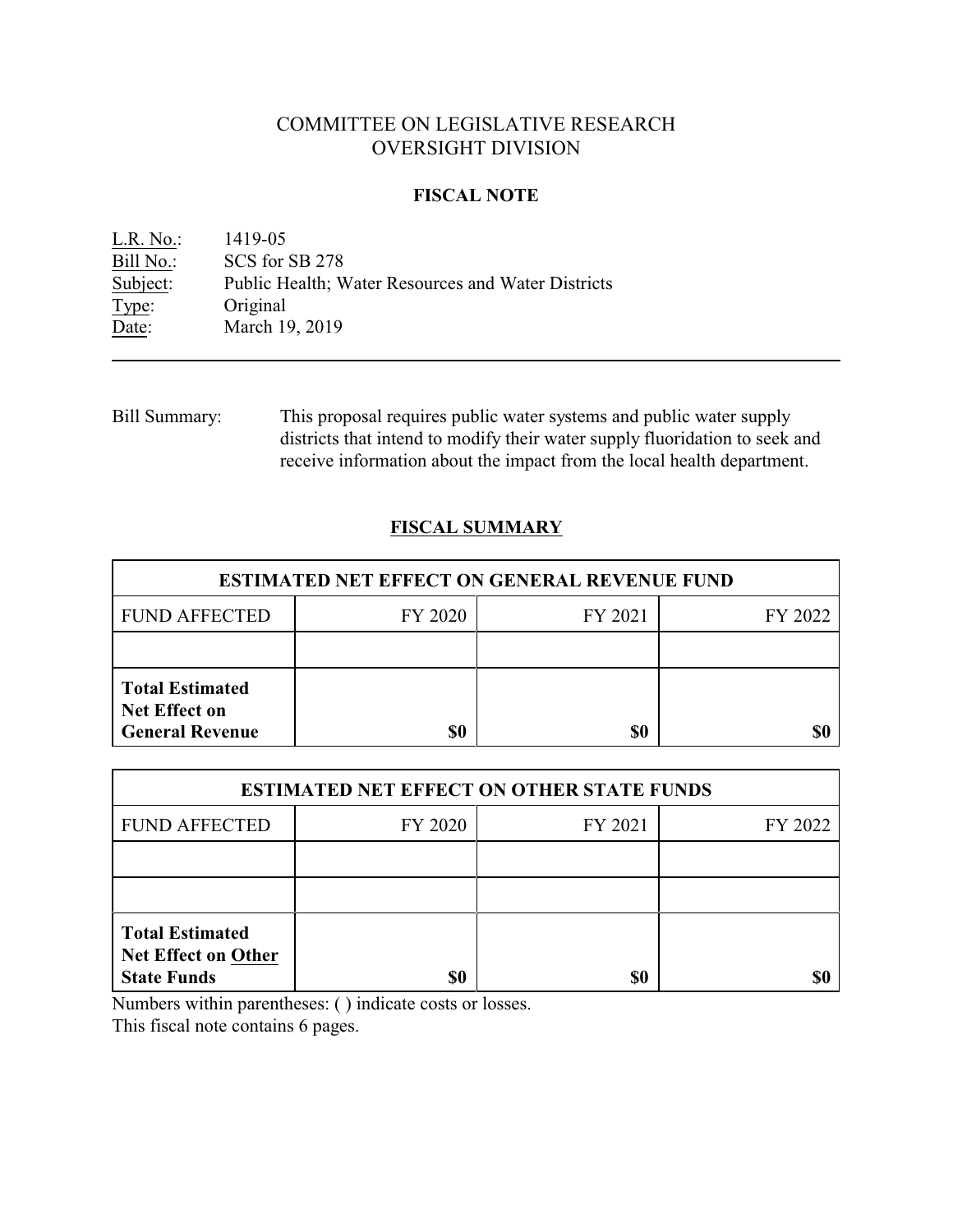# COMMITTEE ON LEGISLATIVE RESEARCH
# OVERSIGHT DIVISION

## FISCAL NOTE

L.R. No.: 1419-05
Bill No.: SCS for SB 278
Subject: Public Health; Water Resources and Water Districts
Type: Original
Date: March 19, 2019

---

Bill Summary: This proposal requires public water systems and public water supply districts that intend to modify their water supply fluoridation to seek and receive information about the impact from the local health department.

## FISCAL SUMMARY

| ESTIMATED NET EFFECT ON GENERAL REVENUE FUND | | | |
|---|---|---|---|
| FUND AFFECTED | FY 2020 | FY 2021 | FY 2022 |
| | | | |
| **Total Estimated Net Effect on General Revenue** | **$0** | **$0** | **$0** |

| ESTIMATED NET EFFECT ON OTHER STATE FUNDS | | | |
|---|---|---|---|
| FUND AFFECTED | FY 2020 | FY 2021 | FY 2022 |
| | | | |
| | | | |
| **Total Estimated Net Effect on Other State Funds** | **$0** | **$0** | **$0** |

Numbers within parentheses: ( ) indicate costs or losses.
This fiscal note contains 6 pages.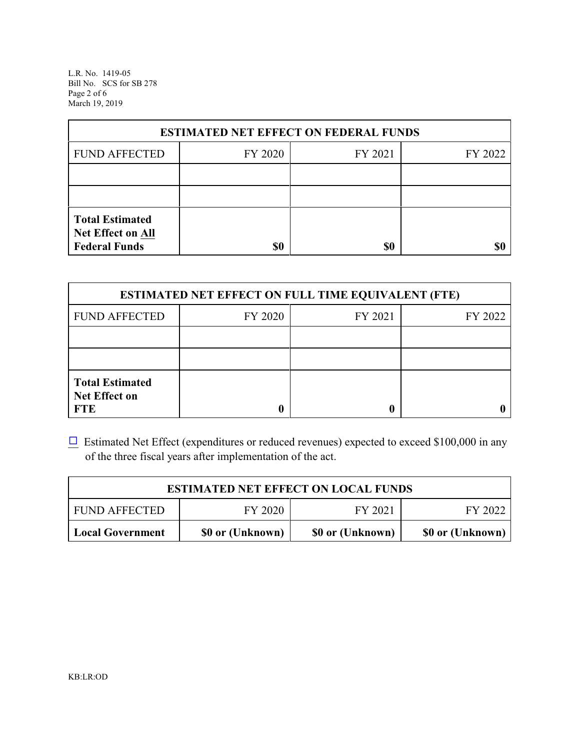| ESTIMATED NET EFFECT ON FEDERAL FUNDS | | | |
|---|---|---|---|
| FUND AFFECTED | FY 2020 | FY 2021 | FY 2022 |
| | | | |
| | | | |
| **Total Estimated Net Effect on All Federal Funds** | **$0** | **$0** | **$0** |

| ESTIMATED NET EFFECT ON FULL TIME EQUIVALENT (FTE) | | | |
|---|---|---|---|
| FUND AFFECTED | FY 2020 | FY 2021 | FY 2022 |
| | | | |
| | | | |
| **Total Estimated Net Effect on FTE** | **0** | **0** | **0** |

☐ Estimated Net Effect (expenditures or reduced revenues) expected to exceed $100,000 in any of the three fiscal years after implementation of the act.

| ESTIMATED NET EFFECT ON LOCAL FUNDS | | | |
|---|---|---|---|
| FUND AFFECTED | FY 2020 | FY 2021 | FY 2022 |
| **Local Government** | **$0 or (Unknown)** | **$0 or (Unknown)** | **$0 or (Unknown)** |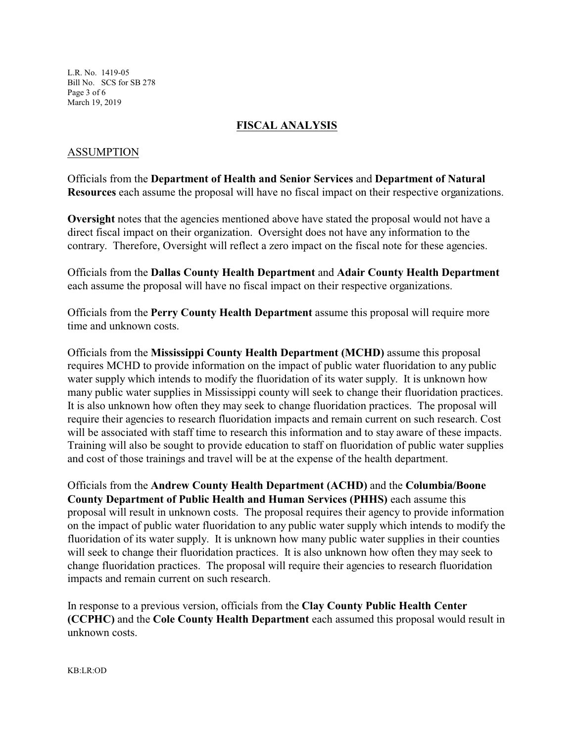## FISCAL ANALYSIS

### ASSUMPTION

Officials from the **Department of Health and Senior Services** and **Department of Natural Resources** each assume the proposal will have no fiscal impact on their respective organizations.

**Oversight** notes that the agencies mentioned above have stated the proposal would not have a direct fiscal impact on their organization. Oversight does not have any information to the contrary. Therefore, Oversight will reflect a zero impact on the fiscal note for these agencies.

Officials from the **Dallas County Health Department** and **Adair County Health Department** each assume the proposal will have no fiscal impact on their respective organizations.

Officials from the **Perry County Health Department** assume this proposal will require more time and unknown costs.

Officials from the **Mississippi County Health Department (MCHD)** assume this proposal requires MCHD to provide information on the impact of public water fluoridation to any public water supply which intends to modify the fluoridation of its water supply. It is unknown how many public water supplies in Mississippi county will seek to change their fluoridation practices. It is also unknown how often they may seek to change fluoridation practices. The proposal will require their agencies to research fluoridation impacts and remain current on such research. Cost will be associated with staff time to research this information and to stay aware of these impacts. Training will also be sought to provide education to staff on fluoridation of public water supplies and cost of those trainings and travel will be at the expense of the health department.

Officials from the **Andrew County Health Department (ACHD)** and the **Columbia/Boone County Department of Public Health and Human Services (PHHS)** each assume this proposal will result in unknown costs. The proposal requires their agency to provide information on the impact of public water fluoridation to any public water supply which intends to modify the fluoridation of its water supply. It is unknown how many public water supplies in their counties will seek to change their fluoridation practices. It is also unknown how often they may seek to change fluoridation practices. The proposal will require their agencies to research fluoridation impacts and remain current on such research.

In response to a previous version, officials from the **Clay County Public Health Center (CCPHC)** and the **Cole County Health Department** each assumed this proposal would result in unknown costs.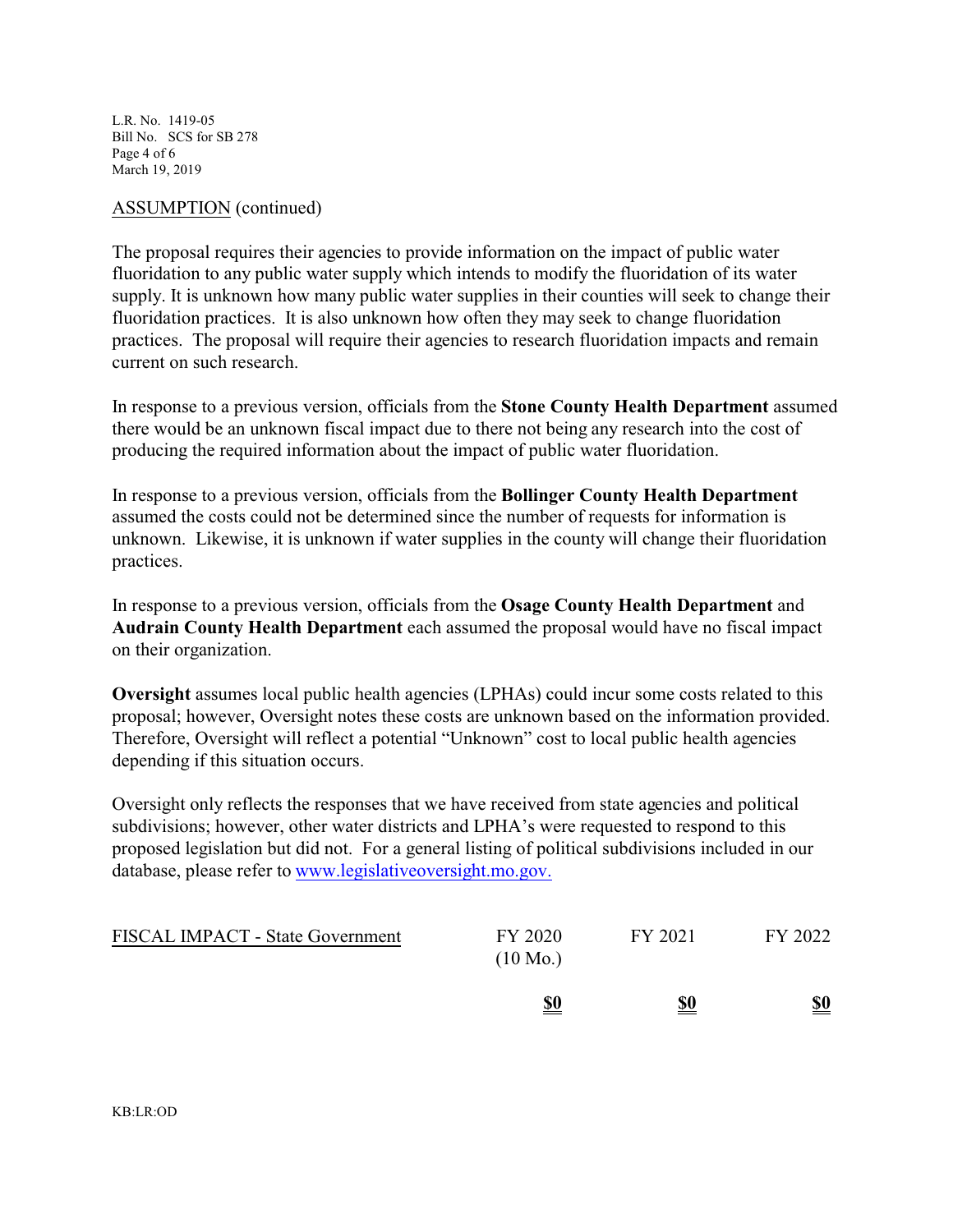ASSUMPTION (continued)

The proposal requires their agencies to provide information on the impact of public water fluoridation to any public water supply which intends to modify the fluoridation of its water supply. It is unknown how many public water supplies in their counties will seek to change their fluoridation practices. It is also unknown how often they may seek to change fluoridation practices. The proposal will require their agencies to research fluoridation impacts and remain current on such research.

In response to a previous version, officials from the **Stone County Health Department** assumed there would be an unknown fiscal impact due to there not being any research into the cost of producing the required information about the impact of public water fluoridation.

In response to a previous version, officials from the **Bollinger County Health Department** assumed the costs could not be determined since the number of requests for information is unknown. Likewise, it is unknown if water supplies in the county will change their fluoridation practices.

In response to a previous version, officials from the **Osage County Health Department** and **Audrain County Health Department** each assumed the proposal would have no fiscal impact on their organization.

**Oversight** assumes local public health agencies (LPHAs) could incur some costs related to this proposal; however, Oversight notes these costs are unknown based on the information provided. Therefore, Oversight will reflect a potential "Unknown" cost to local public health agencies depending if this situation occurs.

Oversight only reflects the responses that we have received from state agencies and political subdivisions; however, other water districts and LPHA's were requested to respond to this proposed legislation but did not. For a general listing of political subdivisions included in our database, please refer to www.legislativeoversight.mo.gov.

| FISCAL IMPACT - State Government | FY 2020 (10 Mo.) | FY 2021 | FY 2022 |
|---|---|---|---|
| | **$0** | **$0** | **$0** |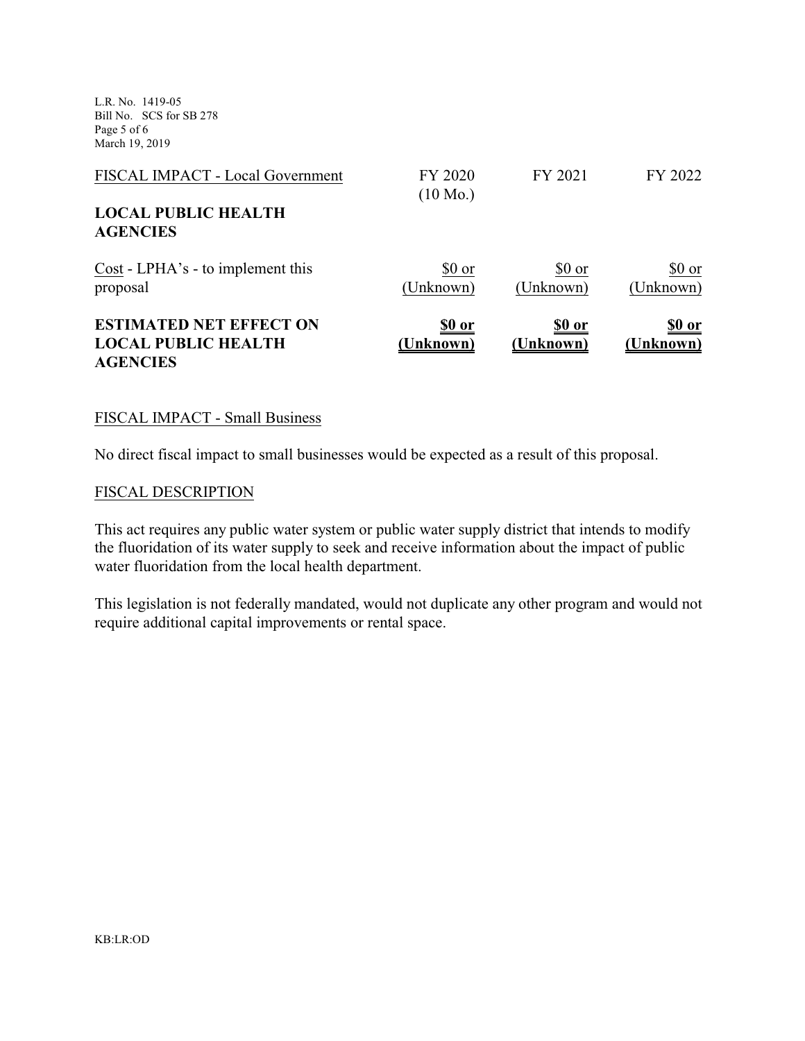| FISCAL IMPACT - Local Government | FY 2020 (10 Mo.) | FY 2021 | FY 2022 |
| --- | --- | --- | --- |
| **LOCAL PUBLIC HEALTH AGENCIES** | | | |
| Cost - LPHA's - to implement this proposal | $0 or (Unknown) | $0 or (Unknown) | $0 or (Unknown) |
| **ESTIMATED NET EFFECT ON LOCAL PUBLIC HEALTH AGENCIES** | **$0 or (Unknown)** | **$0 or (Unknown)** | **$0 or (Unknown)** |

FISCAL IMPACT - Small Business

No direct fiscal impact to small businesses would be expected as a result of this proposal.

FISCAL DESCRIPTION

This act requires any public water system or public water supply district that intends to modify the fluoridation of its water supply to seek and receive information about the impact of public water fluoridation from the local health department.

This legislation is not federally mandated, would not duplicate any other program and would not require additional capital improvements or rental space.

KB:LR:OD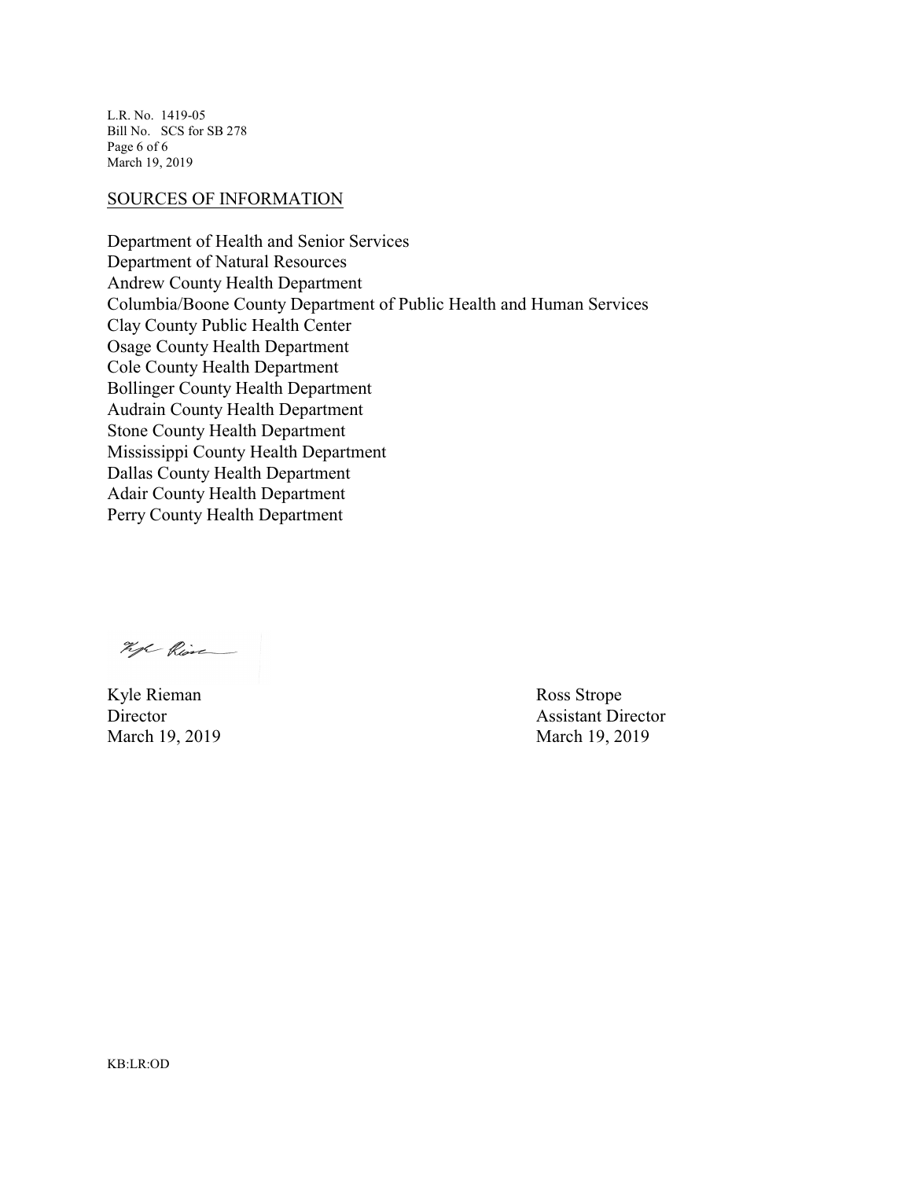## SOURCES OF INFORMATION

Department of Health and Senior Services
Department of Natural Resources
Andrew County Health Department
Columbia/Boone County Department of Public Health and Human Services
Clay County Public Health Center
Osage County Health Department
Cole County Health Department
Bollinger County Health Department
Audrain County Health Department
Stone County Health Department
Mississippi County Health Department
Dallas County Health Department
Adair County Health Department
Perry County Health Department

Kyle Rieman
Director
March 19, 2019

Ross Strope
Assistant Director
March 19, 2019

KB:LR:OD